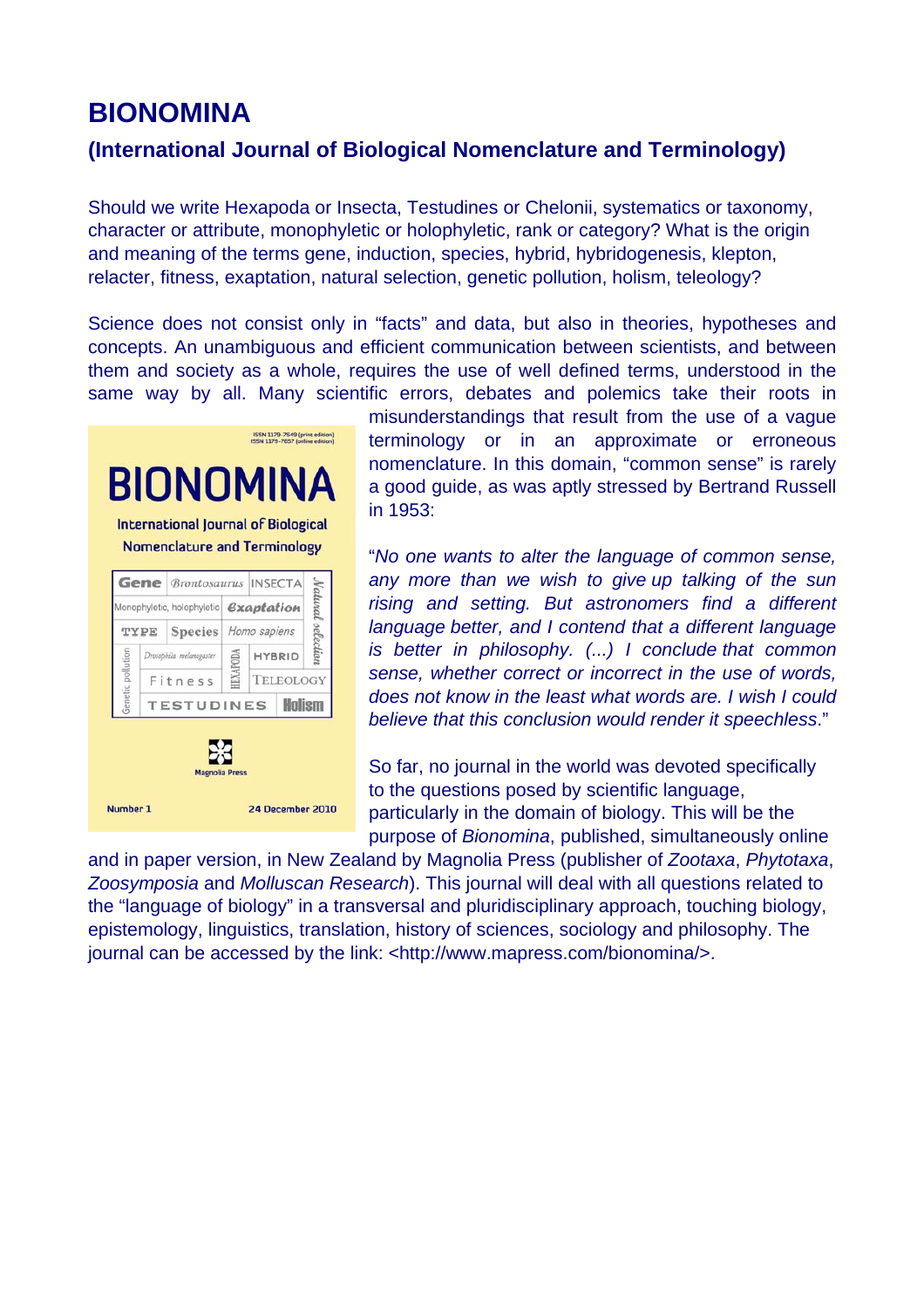# BIONOMINA

## (International Journal of Biological Nomenclature and Terminology)

Should we write Hexapoda or Insecta, Testudines or Chelonii, systematics or taxonomy, character or attribute, monophyletic or holophyletic, rank or category? What is the origin and meaning of the terms gene, induction, species, hybrid, hybridogenesis, klepton, relacter, fitness, exaptation, natural selection, genetic pollution, holism, teleology?

Science does not consist only in "facts" and data, but also in theories, hypotheses and concepts. An unambiguous and efficient communication between scientists, and between them and society as a whole, requires the use of well defined terms, understood in the same way by all. Many scientific errors, debates and polemics take their roots in misunderstandings that result from the use of a vague terminology or in an approximate or erroneous nomenclature. In this domain, "common sense" is rarely a good guide, as was aptly stressed by Bertrand Russell in 1953:

"*No one wants to alter the language of common sense, any more than we wish to give up talking of the sun rising and setting. But astronomers find a different language better, and I contend that a different language is better in philosophy. (...) I conclude that common sense, whether correct or incorrect in the use of words, does not know in the least what words are. I wish I could believe that this conclusion would render it speechless*."

So far, no journal in the world was devoted specifically to the questions posed by scientific language, particularly in the domain of biology. This will be the purpose of *Bionomina*, published, simultaneously online and in paper version, in New Zealand by Magnolia Press (publisher of *Zootaxa*, *Phytotaxa*, *Zoosymposia* and *Molluscan Research*). This journal will deal with all questions related to the "language of biology" in a transversal and pluridisciplinary approach, touching biology, epistemology, linguistics, translation, history of sciences, sociology and philosophy. The journal can be accessed by the link: <http://www.mapress.com/bionomina/>.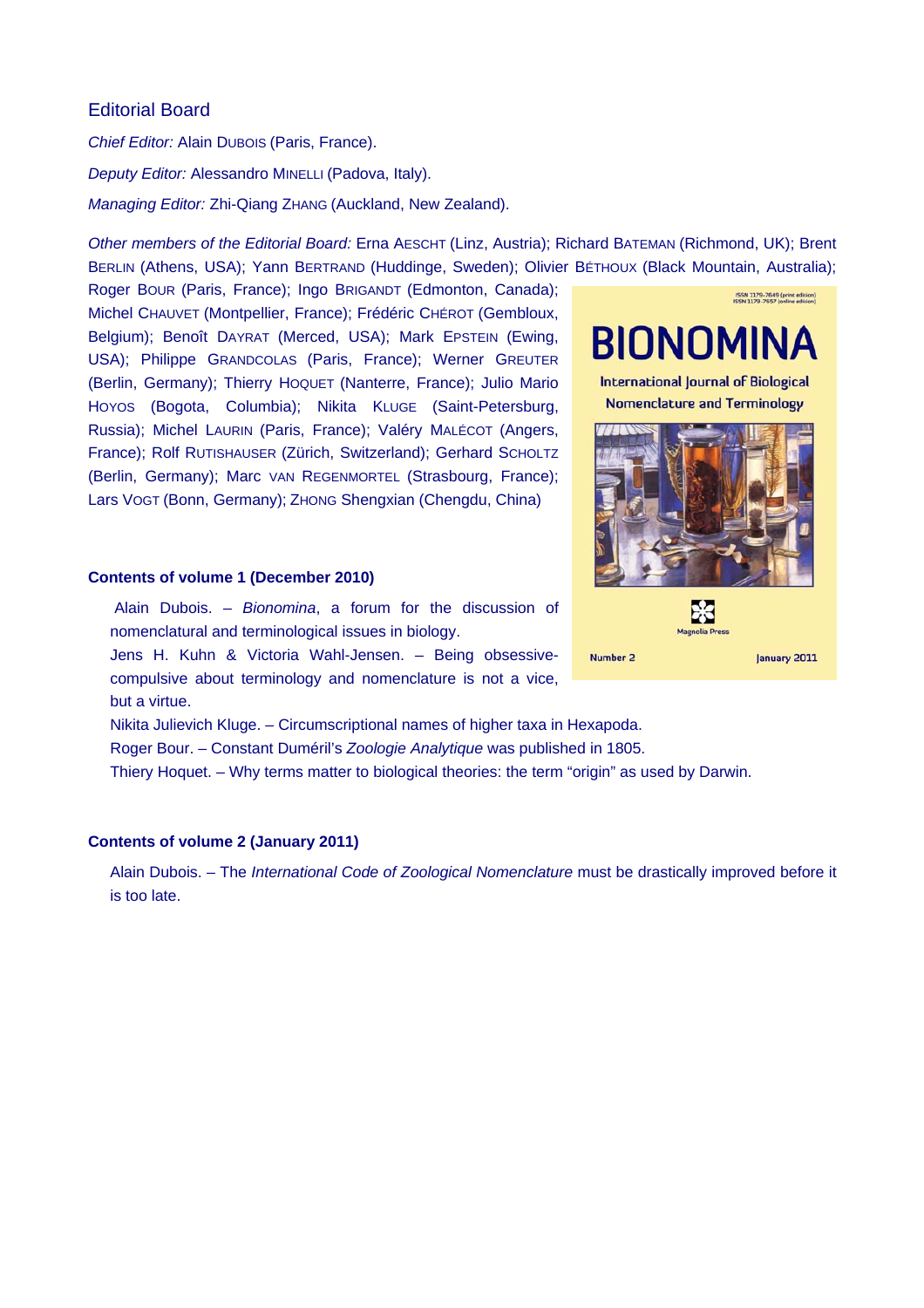## Editorial Board

*Chief Editor:* Alain DUBOIS (Paris, France).

*Deputy Editor:* Alessandro MINELLI (Padova, Italy).

*Managing Editor:* Zhi-Qiang ZHANG (Auckland, New Zealand).

*Other members of the Editorial Board:* Erna AESCHT (Linz, Austria); Richard BATEMAN (Richmond, UK); Brent BERLIN (Athens, USA); Yann BERTRAND (Huddinge, Sweden); Olivier BÉTHOUX (Black Mountain, Australia); Roger BOUR (Paris, France); Ingo BRIGANDT (Edmonton, Canada); Michel CHAUVET (Montpellier, France); Frédéric CHÉROT (Gembloux, Belgium); Benoît DAYRAT (Merced, USA); Mark EPSTEIN (Ewing, USA); Philippe GRANDCOLAS (Paris, France); Werner GREUTER (Berlin, Germany); Thierry HOQUET (Nanterre, France); Julio Mario HOYOS (Bogota, Columbia); Nikita KLUGE (Saint-Petersburg, Russia); Michel LAURIN (Paris, France); Valéry MALÉCOT (Angers, France); Rolf RUTISHAUSER (Zürich, Switzerland); Gerhard SCHOLTZ (Berlin, Germany); Marc VAN REGENMORTEL (Strasbourg, France); Lars VOGT (Bonn, Germany); ZHONG Shengxian (Chengdu, China)

ISSN 1179-7649 (print edition)
ISSN 1179-7657 (online edition)

BIONOMINA

International Journal of Biological Nomenclature and Terminology

Magnolia Press

Number 2

January 2011

**Contents of volume 1 (December 2010)**

Alain Dubois. – *Bionomina*, a forum for the discussion of nomenclatural and terminological issues in biology.

Jens H. Kuhn & Victoria Wahl-Jensen. – Being obsessive-compulsive about terminology and nomenclature is not a vice, but a virtue.

Nikita Julievich Kluge. – Circumscriptional names of higher taxa in Hexapoda.

Roger Bour. – Constant Duméril's *Zoologie Analytique* was published in 1805.

Thiery Hoquet. – Why terms matter to biological theories: the term "origin" as used by Darwin.

**Contents of volume 2 (January 2011)**

Alain Dubois. – The *International Code of Zoological Nomenclature* must be drastically improved before it is too late.